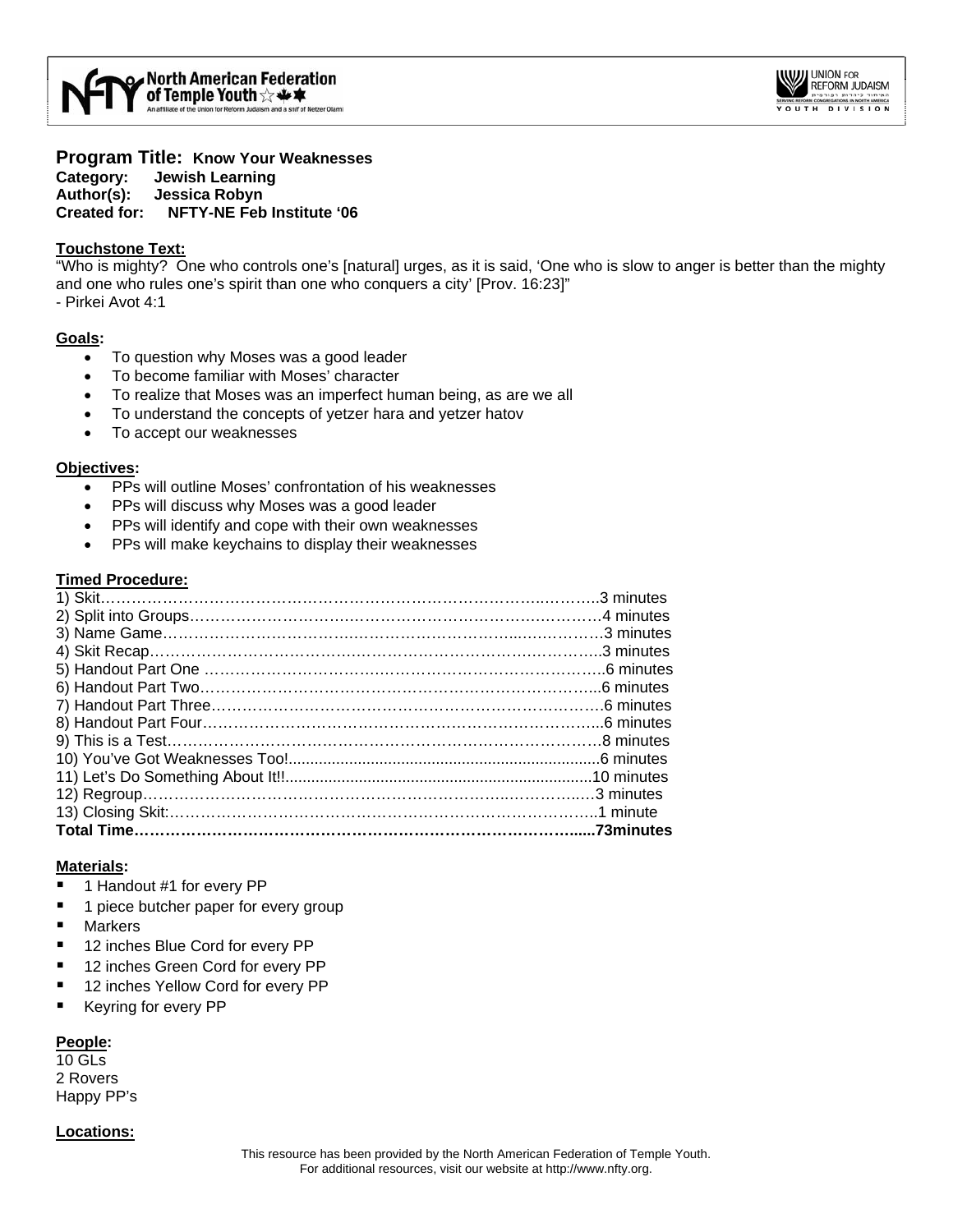**Program Title: Know Your Weaknesses**
**Category: Jewish Learning**
**Author(s): Jessica Robyn**
**Created for: NFTY-NE Feb Institute '06**

**Touchstone Text:**

"Who is mighty? One who controls one's [natural] urges, as it is said, 'One who is slow to anger is better than the mighty and one who rules one's spirit than one who conquers a city' [Prov. 16:23]"
- Pirkei Avot 4:1

**Goals:**

- To question why Moses was a good leader
- To become familiar with Moses' character
- To realize that Moses was an imperfect human being, as are we all
- To understand the concepts of yetzer hara and yetzer hatov
- To accept our weaknesses

**Objectives:**

- PPs will outline Moses' confrontation of his weaknesses
- PPs will discuss why Moses was a good leader
- PPs will identify and cope with their own weaknesses
- PPs will make keychains to display their weaknesses

**Timed Procedure:**

| Step | Time |
|---|---|
| 1) Skit | 3 minutes |
| 2) Split into Groups | 4 minutes |
| 3) Name Game | 3 minutes |
| 4) Skit Recap | 3 minutes |
| 5) Handout Part One | 6 minutes |
| 6) Handout Part Two | 6 minutes |
| 7) Handout Part Three | 6 minutes |
| 8) Handout Part Four | 6 minutes |
| 9) This is a Test | 8 minutes |
| 10) You've Got Weaknesses Too! | 6 minutes |
| 11) Let's Do Something About It!! | 10 minutes |
| 12) Regroup | 3 minutes |
| 13) Closing Skit: | 1 minute |
| **Total Time** | **73minutes** |

**Materials:**

- 1 Handout #1 for every PP
- 1 piece butcher paper for every group
- Markers
- 12 inches Blue Cord for every PP
- 12 inches Green Cord for every PP
- 12 inches Yellow Cord for every PP
- Keyring for every PP

**People:**

10 GLs
2 Rovers
Happy PP's

**Locations:**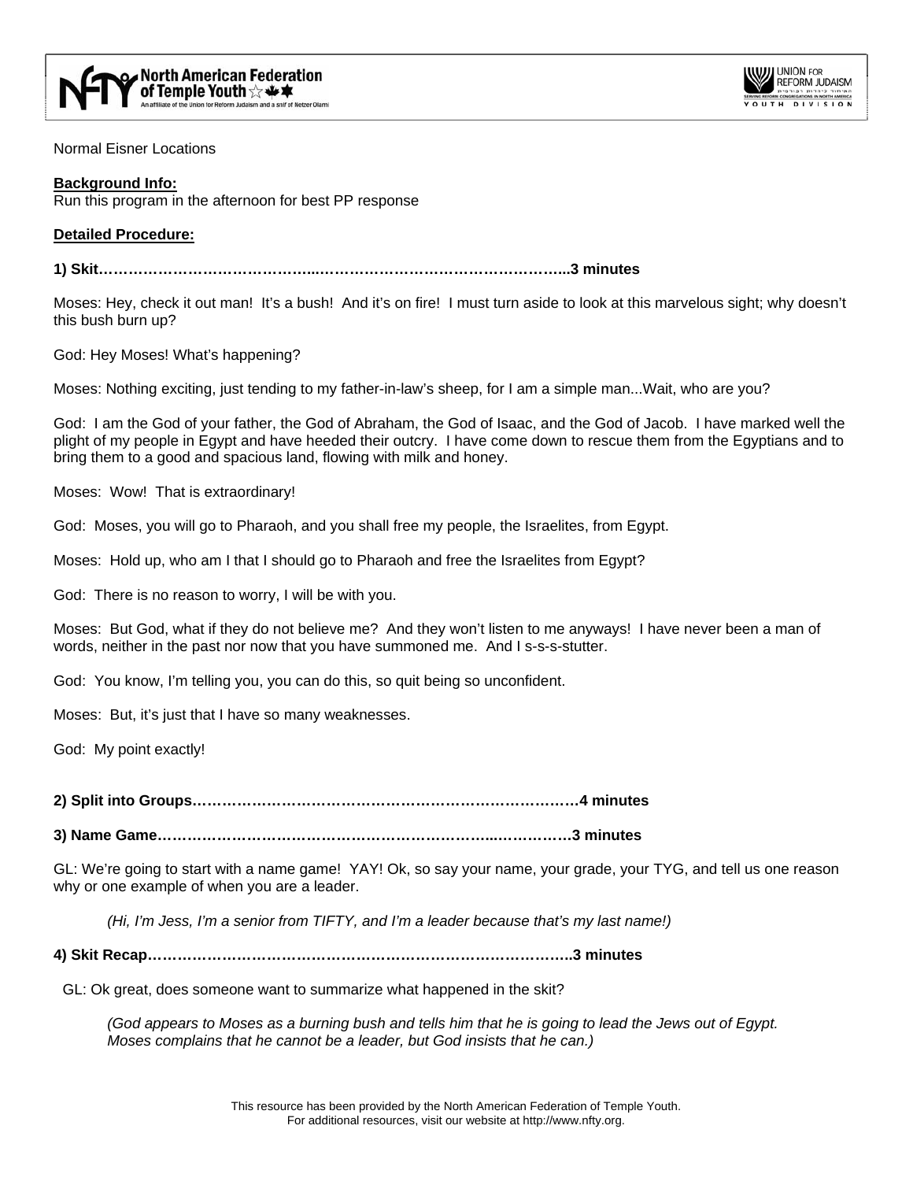Normal Eisner Locations

**Background Info:**
Run this program in the afternoon for best PP response

**Detailed Procedure:**

**1) Skit……………………………………...…………………………………………...3 minutes**

Moses: Hey, check it out man! It's a bush! And it's on fire! I must turn aside to look at this marvelous sight; why doesn't this bush burn up?

God: Hey Moses! What's happening?

Moses: Nothing exciting, just tending to my father-in-law's sheep, for I am a simple man...Wait, who are you?

God: I am the God of your father, the God of Abraham, the God of Isaac, and the God of Jacob. I have marked well the plight of my people in Egypt and have heeded their outcry. I have come down to rescue them from the Egyptians and to bring them to a good and spacious land, flowing with milk and honey.

Moses: Wow! That is extraordinary!

God: Moses, you will go to Pharaoh, and you shall free my people, the Israelites, from Egypt.

Moses: Hold up, who am I that I should go to Pharaoh and free the Israelites from Egypt?

God: There is no reason to worry, I will be with you.

Moses: But God, what if they do not believe me? And they won't listen to me anyways! I have never been a man of words, neither in the past nor now that you have summoned me. And I s-s-s-stutter.

God: You know, I'm telling you, you can do this, so quit being so unconfident.

Moses: But, it's just that I have so many weaknesses.

God: My point exactly!

**2) Split into Groups………………………………………………………………………4 minutes**

**3) Name Game…………………………………………………………...……………3 minutes**

GL: We're going to start with a name game! YAY! Ok, so say your name, your grade, your TYG, and tell us one reason why or one example of when you are a leader.

*(Hi, I'm Jess, I'm a senior from TIFTY, and I'm a leader because that's my last name!)*

**4) Skit Recap…………………………………………………………………………..3 minutes**

GL: Ok great, does someone want to summarize what happened in the skit?

*(God appears to Moses as a burning bush and tells him that he is going to lead the Jews out of Egypt. Moses complains that he cannot be a leader, but God insists that he can.)*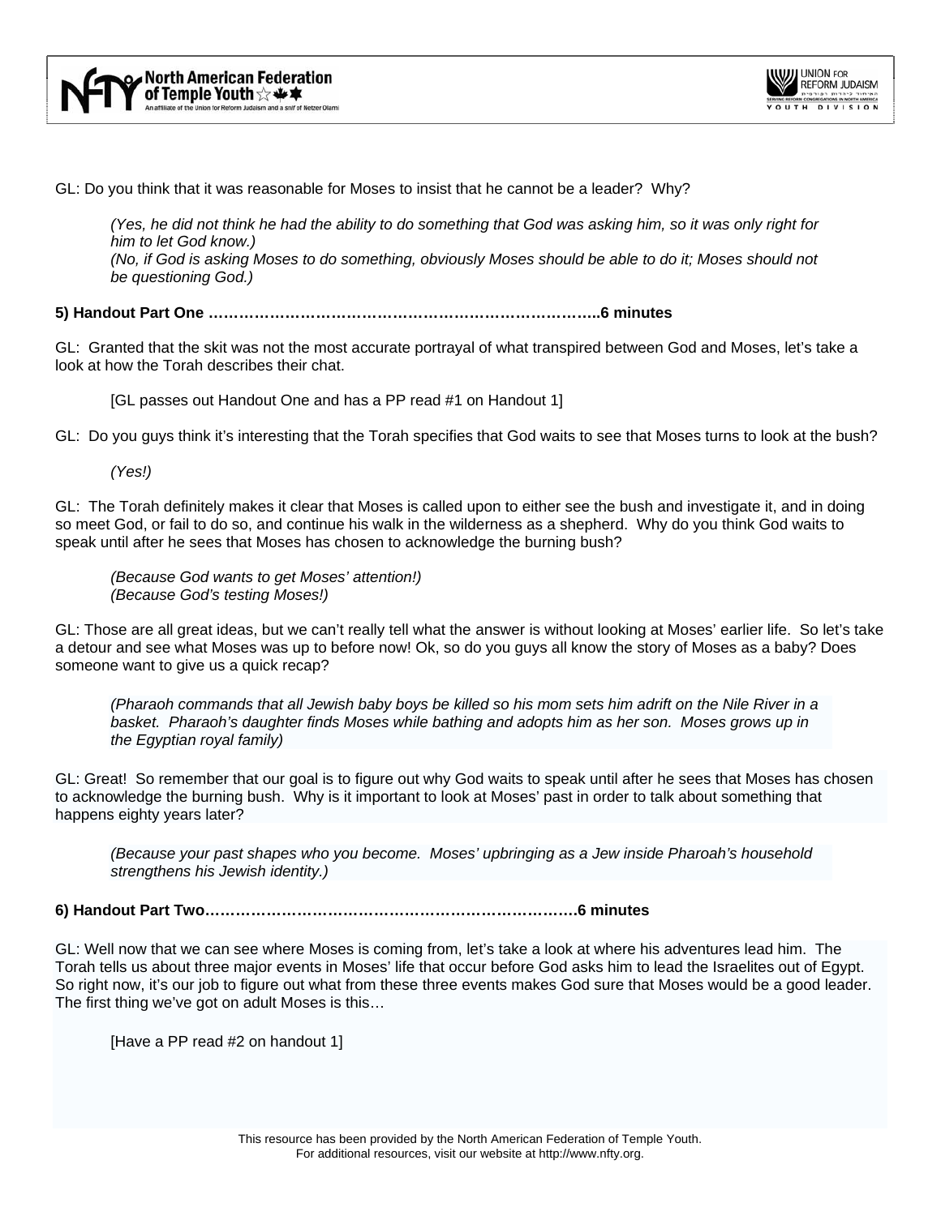GL: Do you think that it was reasonable for Moses to insist that he cannot be a leader? Why?

> *(Yes, he did not think he had the ability to do something that God was asking him, so it was only right for him to let God know.)*
> *(No, if God is asking Moses to do something, obviously Moses should be able to do it; Moses should not be questioning God.)*

**5) Handout Part One …………………………………………………………………..6 minutes**

GL: Granted that the skit was not the most accurate portrayal of what transpired between God and Moses, let's take a look at how the Torah describes their chat.

> [GL passes out Handout One and has a PP read #1 on Handout 1]

GL: Do you guys think it's interesting that the Torah specifies that God waits to see that Moses turns to look at the bush?

> *(Yes!)*

GL: The Torah definitely makes it clear that Moses is called upon to either see the bush and investigate it, and in doing so meet God, or fail to do so, and continue his walk in the wilderness as a shepherd. Why do you think God waits to speak until after he sees that Moses has chosen to acknowledge the burning bush?

> *(Because God wants to get Moses' attention!)*
> *(Because God's testing Moses!)*

GL: Those are all great ideas, but we can't really tell what the answer is without looking at Moses' earlier life. So let's take a detour and see what Moses was up to before now! Ok, so do you guys all know the story of Moses as a baby? Does someone want to give us a quick recap?

> *(Pharaoh commands that all Jewish baby boys be killed so his mom sets him adrift on the Nile River in a basket. Pharaoh's daughter finds Moses while bathing and adopts him as her son. Moses grows up in the Egyptian royal family)*

GL: Great! So remember that our goal is to figure out why God waits to speak until after he sees that Moses has chosen to acknowledge the burning bush. Why is it important to look at Moses' past in order to talk about something that happens eighty years later?

> *(Because your past shapes who you become. Moses' upbringing as a Jew inside Pharoah's household strengthens his Jewish identity.)*

**6) Handout Part Two……………………………………………………………….6 minutes**

GL: Well now that we can see where Moses is coming from, let's take a look at where his adventures lead him. The Torah tells us about three major events in Moses' life that occur before God asks him to lead the Israelites out of Egypt. So right now, it's our job to figure out what from these three events makes God sure that Moses would be a good leader. The first thing we've got on adult Moses is this…

> [Have a PP read #2 on handout 1]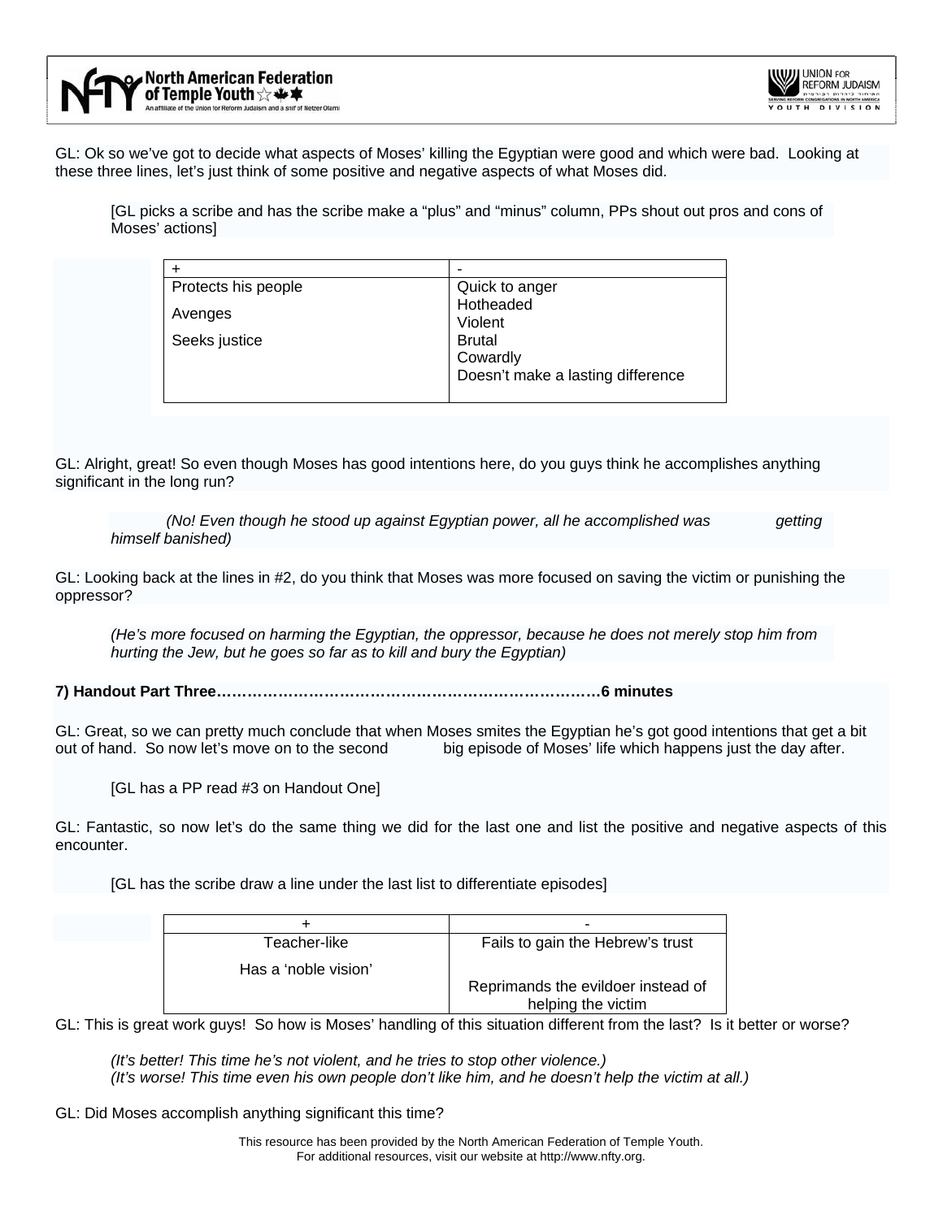GL: Ok so we've got to decide what aspects of Moses' killing the Egyptian were good and which were bad. Looking at these three lines, let's just think of some positive and negative aspects of what Moses did.

[GL picks a scribe and has the scribe make a "plus" and "minus" column, PPs shout out pros and cons of Moses' actions]

| + | - |
|---|---|
| Protects his people | Quick to anger |
| Avenges | Hotheaded |
| | Violent |
| Seeks justice | Brutal |
| | Cowardly |
| | Doesn't make a lasting difference |

GL: Alright, great! So even though Moses has good intentions here, do you guys think he accomplishes anything significant in the long run?

*(No! Even though he stood up against Egyptian power, all he accomplished was getting himself banished)*

GL: Looking back at the lines in #2, do you think that Moses was more focused on saving the victim or punishing the oppressor?

*(He's more focused on harming the Egyptian, the oppressor, because he does not merely stop him from hurting the Jew, but he goes so far as to kill and bury the Egyptian)*

**7) Handout Part Three…………………………………………………………………6 minutes**

GL: Great, so we can pretty much conclude that when Moses smites the Egyptian he's got good intentions that get a bit out of hand. So now let's move on to the second big episode of Moses' life which happens just the day after.

[GL has a PP read #3 on Handout One]

GL: Fantastic, so now let's do the same thing we did for the last one and list the positive and negative aspects of this encounter.

[GL has the scribe draw a line under the last list to differentiate episodes]

| + | - |
|---|---|
| Teacher-like | Fails to gain the Hebrew's trust |
| Has a 'noble vision' | Reprimands the evildoer instead of helping the victim |

GL: This is great work guys! So how is Moses' handling of this situation different from the last? Is it better or worse?

*(It's better! This time he's not violent, and he tries to stop other violence.)*
*(It's worse! This time even his own people don't like him, and he doesn't help the victim at all.)*

GL: Did Moses accomplish anything significant this time?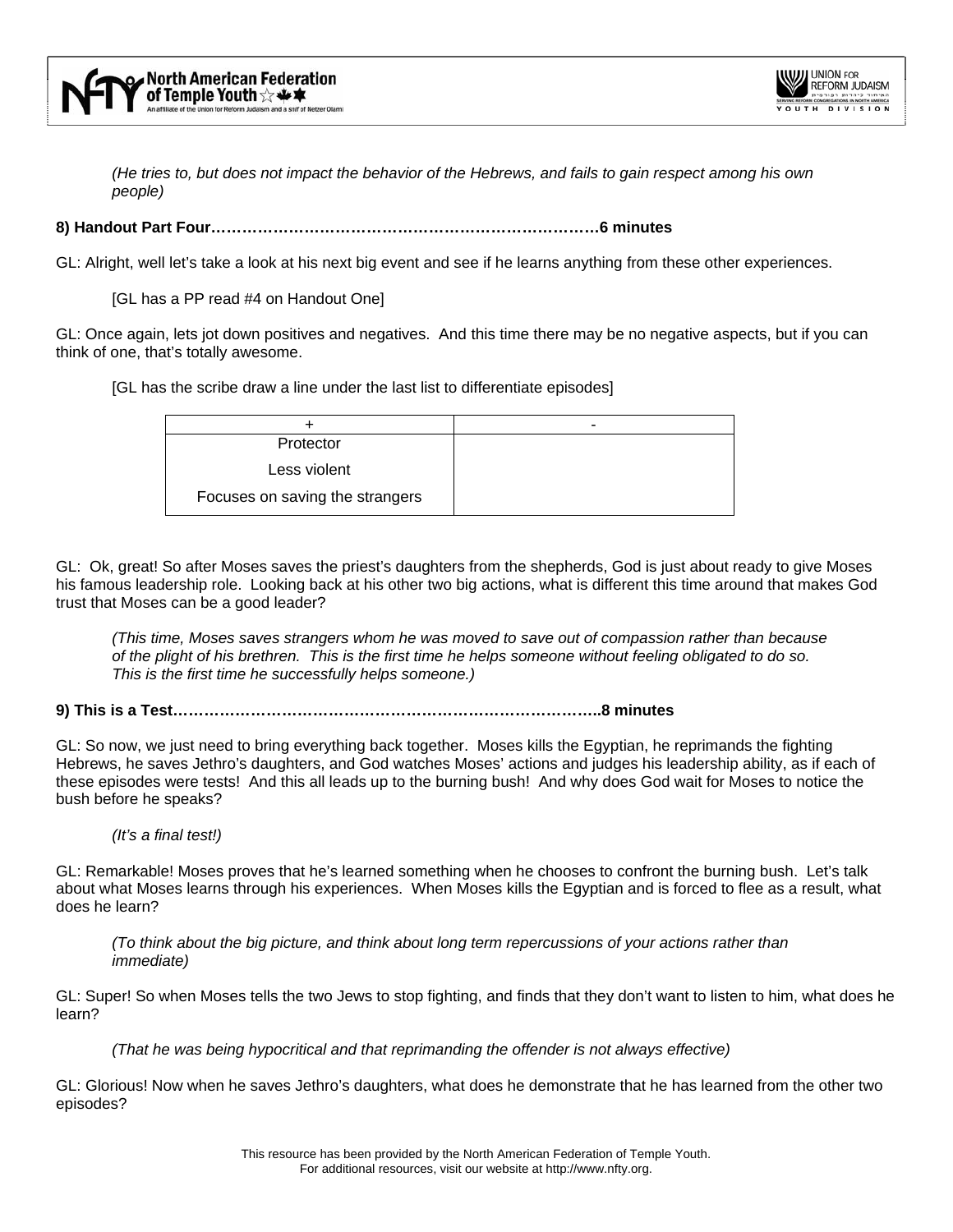*(He tries to, but does not impact the behavior of the Hebrews, and fails to gain respect among his own people)*

**8) Handout Part Four………………………………………………………………….6 minutes**

GL: Alright, well let's take a look at his next big event and see if he learns anything from these other experiences.

[GL has a PP read #4 on Handout One]

GL: Once again, lets jot down positives and negatives. And this time there may be no negative aspects, but if you can think of one, that's totally awesome.

[GL has the scribe draw a line under the last list to differentiate episodes]

| + | - |
|---|---|
| Protector<br>Less violent<br>Focuses on saving the strangers | |

GL: Ok, great! So after Moses saves the priest's daughters from the shepherds, God is just about ready to give Moses his famous leadership role. Looking back at his other two big actions, what is different this time around that makes God trust that Moses can be a good leader?

*(This time, Moses saves strangers whom he was moved to save out of compassion rather than because of the plight of his brethren. This is the first time he helps someone without feeling obligated to do so. This is the first time he successfully helps someone.)*

**9) This is a Test……………………………………………………………………..8 minutes**

GL: So now, we just need to bring everything back together. Moses kills the Egyptian, he reprimands the fighting Hebrews, he saves Jethro's daughters, and God watches Moses' actions and judges his leadership ability, as if each of these episodes were tests! And this all leads up to the burning bush! And why does God wait for Moses to notice the bush before he speaks?

*(It's a final test!)*

GL: Remarkable! Moses proves that he's learned something when he chooses to confront the burning bush. Let's talk about what Moses learns through his experiences. When Moses kills the Egyptian and is forced to flee as a result, what does he learn?

*(To think about the big picture, and think about long term repercussions of your actions rather than immediate)*

GL: Super! So when Moses tells the two Jews to stop fighting, and finds that they don't want to listen to him, what does he learn?

*(That he was being hypocritical and that reprimanding the offender is not always effective)*

GL: Glorious! Now when he saves Jethro's daughters, what does he demonstrate that he has learned from the other two episodes?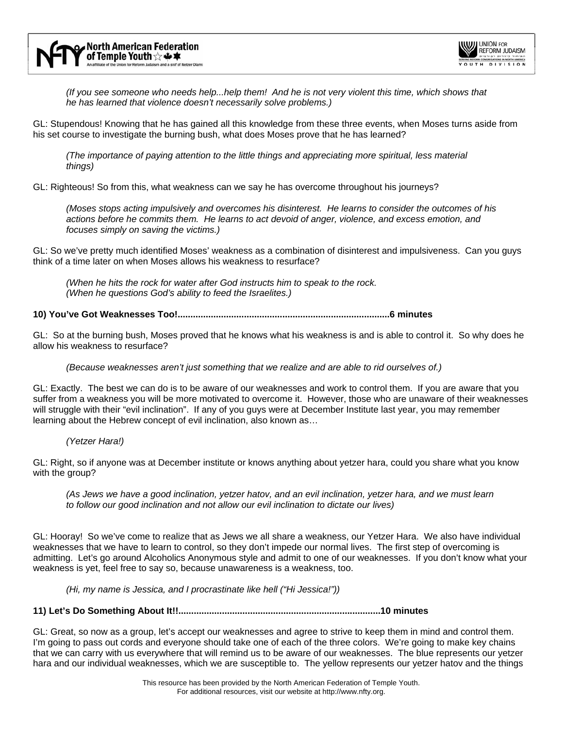*(If you see someone who needs help...help them! And he is not very violent this time, which shows that he has learned that violence doesn't necessarily solve problems.)*

GL: Stupendous! Knowing that he has gained all this knowledge from these three events, when Moses turns aside from his set course to investigate the burning bush, what does Moses prove that he has learned?

*(The importance of paying attention to the little things and appreciating more spiritual, less material things)*

GL: Righteous! So from this, what weakness can we say he has overcome throughout his journeys?

*(Moses stops acting impulsively and overcomes his disinterest. He learns to consider the outcomes of his actions before he commits them. He learns to act devoid of anger, violence, and excess emotion, and focuses simply on saving the victims.)*

GL: So we've pretty much identified Moses' weakness as a combination of disinterest and impulsiveness. Can you guys think of a time later on when Moses allows his weakness to resurface?

*(When he hits the rock for water after God instructs him to speak to the rock.*
*(When he questions God's ability to feed the Israelites.)*

**10) You've Got Weaknesses Too!..................................................................................6 minutes**

GL: So at the burning bush, Moses proved that he knows what his weakness is and is able to control it. So why does he allow his weakness to resurface?

*(Because weaknesses aren't just something that we realize and are able to rid ourselves of.)*

GL: Exactly. The best we can do is to be aware of our weaknesses and work to control them. If you are aware that you suffer from a weakness you will be more motivated to overcome it. However, those who are unaware of their weaknesses will struggle with their "evil inclination". If any of you guys were at December Institute last year, you may remember learning about the Hebrew concept of evil inclination, also known as…

*(Yetzer Hara!)*

GL: Right, so if anyone was at December institute or knows anything about yetzer hara, could you share what you know with the group?

*(As Jews we have a good inclination, yetzer hatov, and an evil inclination, yetzer hara, and we must learn to follow our good inclination and not allow our evil inclination to dictate our lives)*

GL: Hooray! So we've come to realize that as Jews we all share a weakness, our Yetzer Hara. We also have individual weaknesses that we have to learn to control, so they don't impede our normal lives. The first step of overcoming is admitting. Let's go around Alcoholics Anonymous style and admit to one of our weaknesses. If you don't know what your weakness is yet, feel free to say so, because unawareness is a weakness, too.

*(Hi, my name is Jessica, and I procrastinate like hell ("Hi Jessica!"))*

**11) Let's Do Something About It!!..............................................................................10 minutes**

GL: Great, so now as a group, let's accept our weaknesses and agree to strive to keep them in mind and control them. I'm going to pass out cords and everyone should take one of each of the three colors. We're going to make key chains that we can carry with us everywhere that will remind us to be aware of our weaknesses. The blue represents our yetzer hara and our individual weaknesses, which we are susceptible to. The yellow represents our yetzer hatov and the things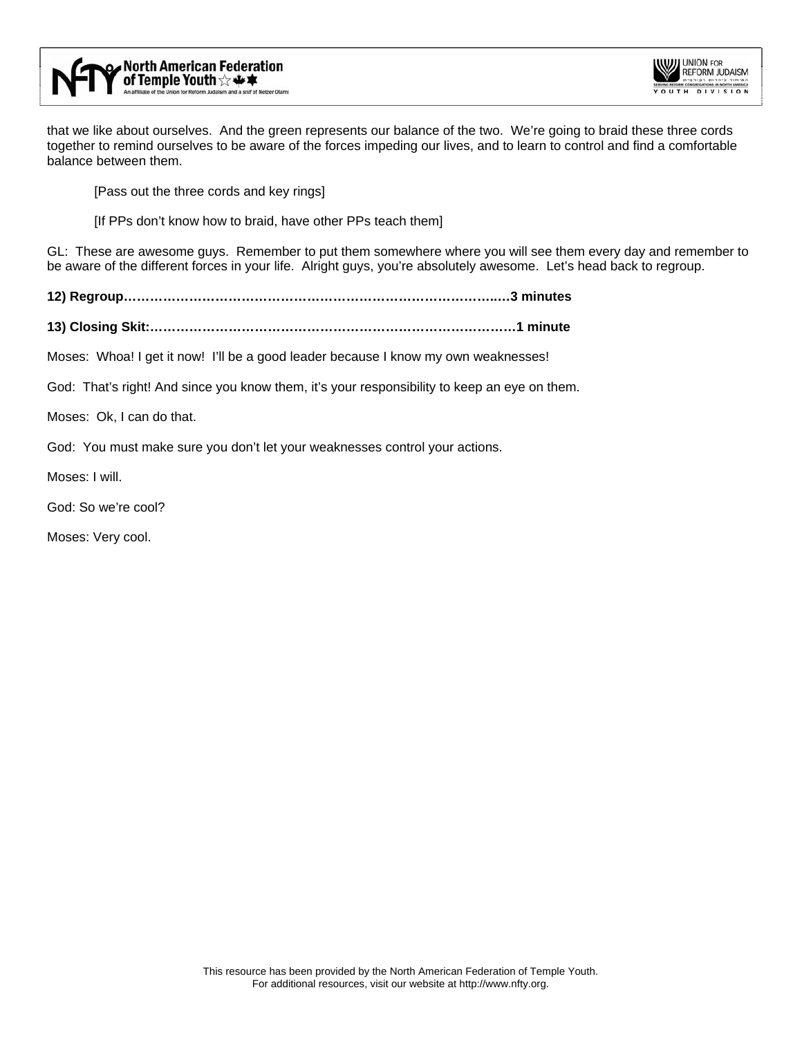that we like about ourselves. And the green represents our balance of the two. We're going to braid these three cords together to remind ourselves to be aware of the forces impeding our lives, and to learn to control and find a comfortable balance between them.

[Pass out the three cords and key rings]

[If PPs don't know how to braid, have other PPs teach them]

GL: These are awesome guys. Remember to put them somewhere where you will see them every day and remember to be aware of the different forces in your life. Alright guys, you're absolutely awesome. Let's head back to regroup.

**12) Regroup……………………………………………………………………………...3 minutes**

**13) Closing Skit:……………………………………………………………………………1 minute**

Moses: Whoa! I get it now! I'll be a good leader because I know my own weaknesses!

God: That's right! And since you know them, it's your responsibility to keep an eye on them.

Moses: Ok, I can do that.

God: You must make sure you don't let your weaknesses control your actions.

Moses: I will.

God: So we're cool?

Moses: Very cool.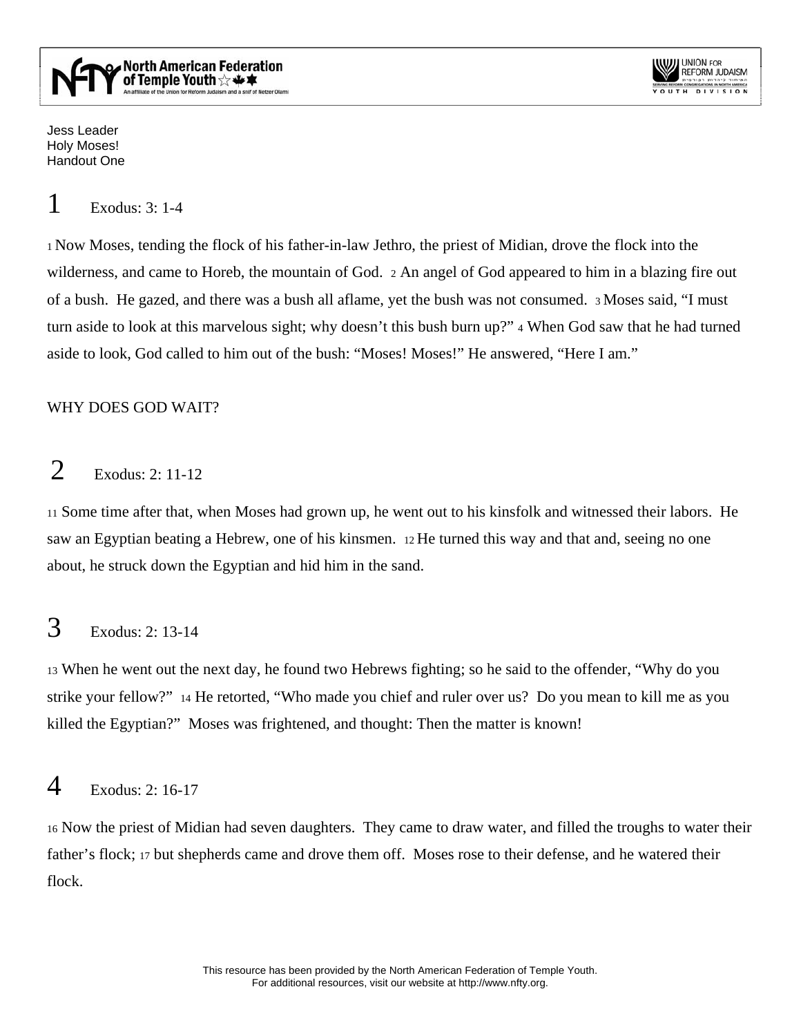Jess Leader
Holy Moses!
Handout One

## 1 Exodus: 3: 1-4

1 Now Moses, tending the flock of his father-in-law Jethro, the priest of Midian, drove the flock into the wilderness, and came to Horeb, the mountain of God. 2 An angel of God appeared to him in a blazing fire out of a bush. He gazed, and there was a bush all aflame, yet the bush was not consumed. 3 Moses said, "I must turn aside to look at this marvelous sight; why doesn't this bush burn up?" 4 When God saw that he had turned aside to look, God called to him out of the bush: "Moses! Moses!" He answered, "Here I am."

WHY DOES GOD WAIT?

## 2 Exodus: 2: 11-12

11 Some time after that, when Moses had grown up, he went out to his kinsfolk and witnessed their labors. He saw an Egyptian beating a Hebrew, one of his kinsmen. 12 He turned this way and that and, seeing no one about, he struck down the Egyptian and hid him in the sand.

## 3 Exodus: 2: 13-14

13 When he went out the next day, he found two Hebrews fighting; so he said to the offender, "Why do you strike your fellow?" 14 He retorted, "Who made you chief and ruler over us? Do you mean to kill me as you killed the Egyptian?" Moses was frightened, and thought: Then the matter is known!

## 4 Exodus: 2: 16-17

16 Now the priest of Midian had seven daughters. They came to draw water, and filled the troughs to water their father's flock; 17 but shepherds came and drove them off. Moses rose to their defense, and he watered their flock.